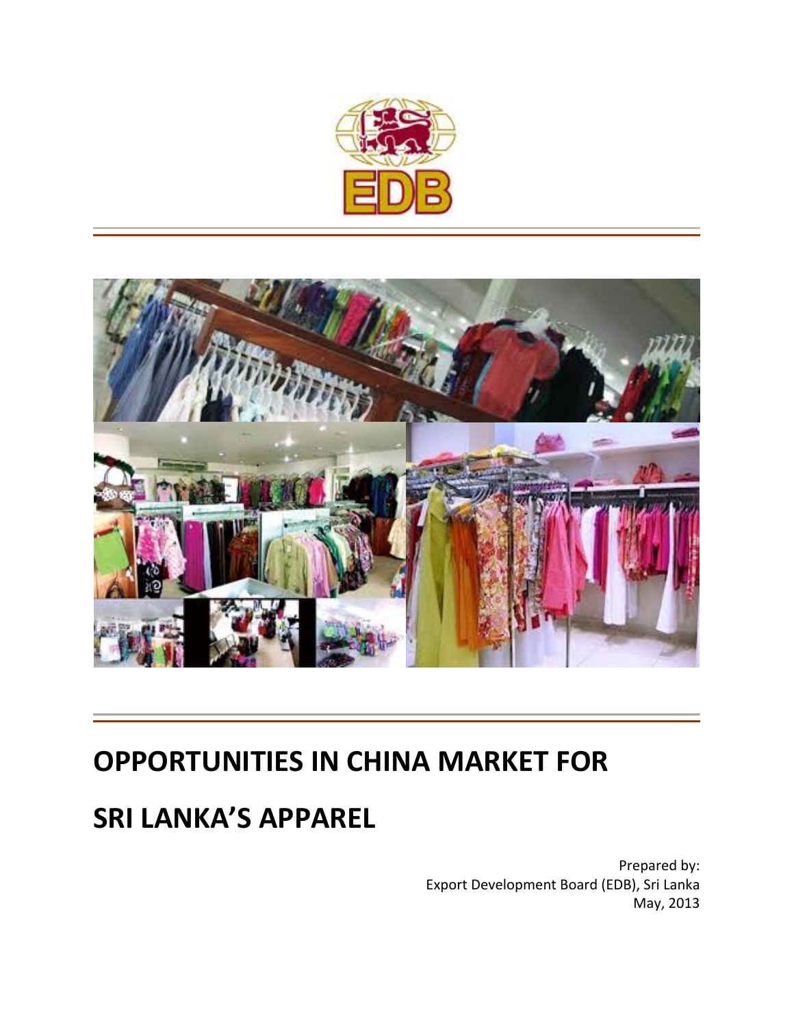# OPPORTUNITIES IN CHINA MARKET FOR SRI LANKA'S APPAREL

Prepared by:
Export Development Board (EDB), Sri Lanka
May, 2013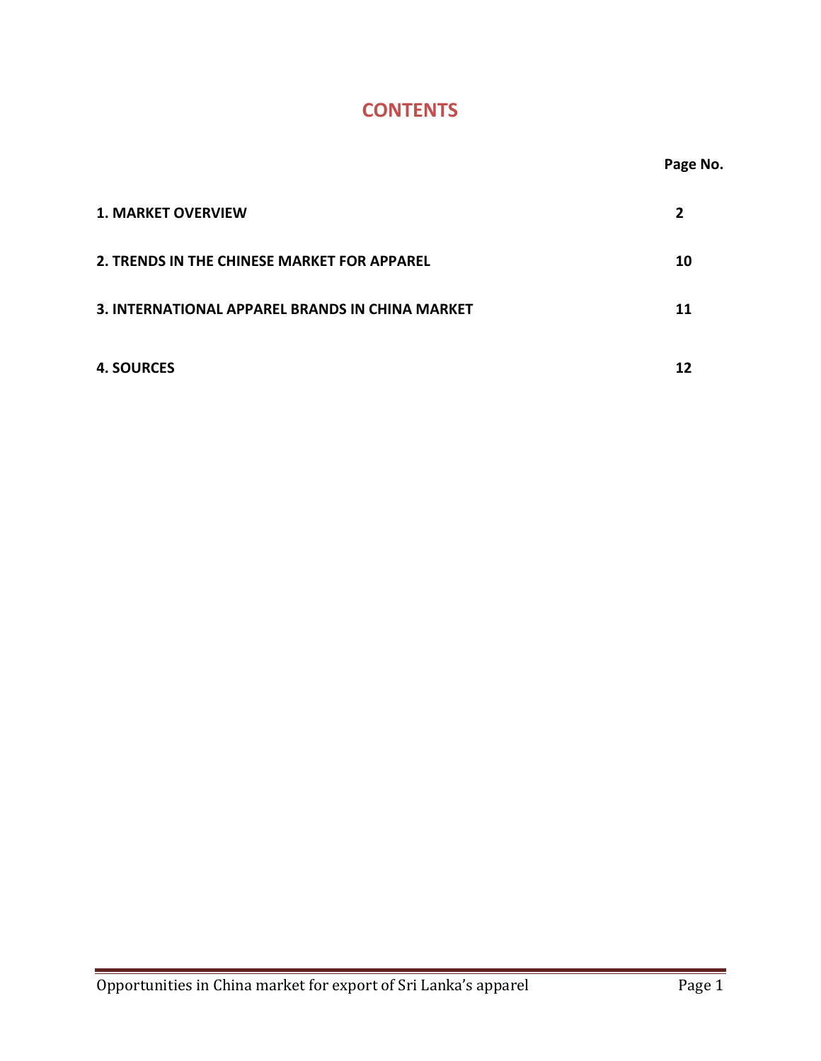# CONTENTS

| | Page No. |
|---|---|
| **1. MARKET OVERVIEW** | **2** |
| **2. TRENDS IN THE CHINESE MARKET FOR APPAREL** | **10** |
| **3. INTERNATIONAL APPAREL BRANDS IN CHINA MARKET** | **11** |
| **4. SOURCES** | **12** |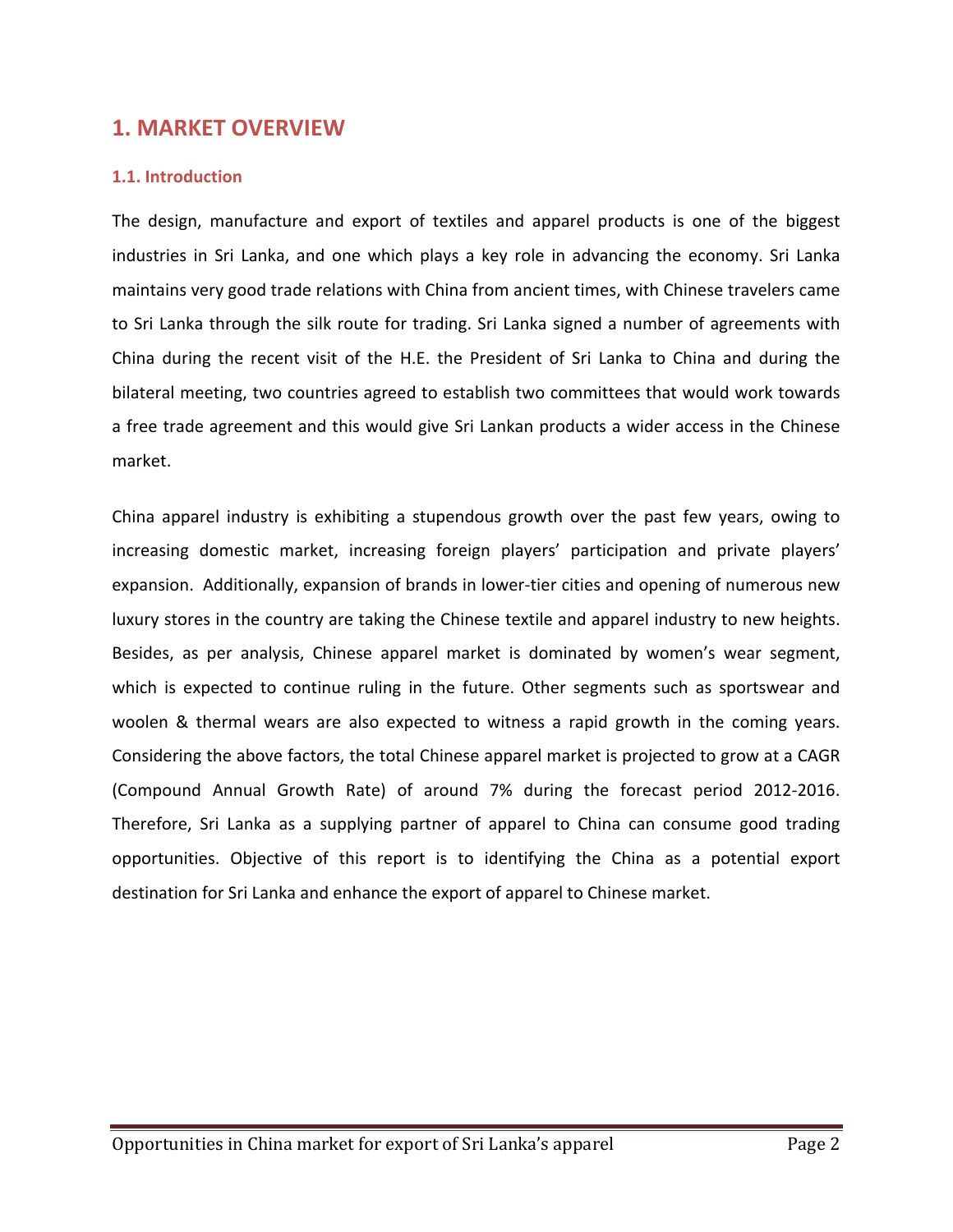# 1. MARKET OVERVIEW

## 1.1. Introduction

The design, manufacture and export of textiles and apparel products is one of the biggest industries in Sri Lanka, and one which plays a key role in advancing the economy. Sri Lanka maintains very good trade relations with China from ancient times, with Chinese travelers came to Sri Lanka through the silk route for trading. Sri Lanka signed a number of agreements with China during the recent visit of the H.E. the President of Sri Lanka to China and during the bilateral meeting, two countries agreed to establish two committees that would work towards a free trade agreement and this would give Sri Lankan products a wider access in the Chinese market.

China apparel industry is exhibiting a stupendous growth over the past few years, owing to increasing domestic market, increasing foreign players' participation and private players' expansion. Additionally, expansion of brands in lower-tier cities and opening of numerous new luxury stores in the country are taking the Chinese textile and apparel industry to new heights. Besides, as per analysis, Chinese apparel market is dominated by women's wear segment, which is expected to continue ruling in the future. Other segments such as sportswear and woolen & thermal wears are also expected to witness a rapid growth in the coming years. Considering the above factors, the total Chinese apparel market is projected to grow at a CAGR (Compound Annual Growth Rate) of around 7% during the forecast period 2012-2016. Therefore, Sri Lanka as a supplying partner of apparel to China can consume good trading opportunities. Objective of this report is to identifying the China as a potential export destination for Sri Lanka and enhance the export of apparel to Chinese market.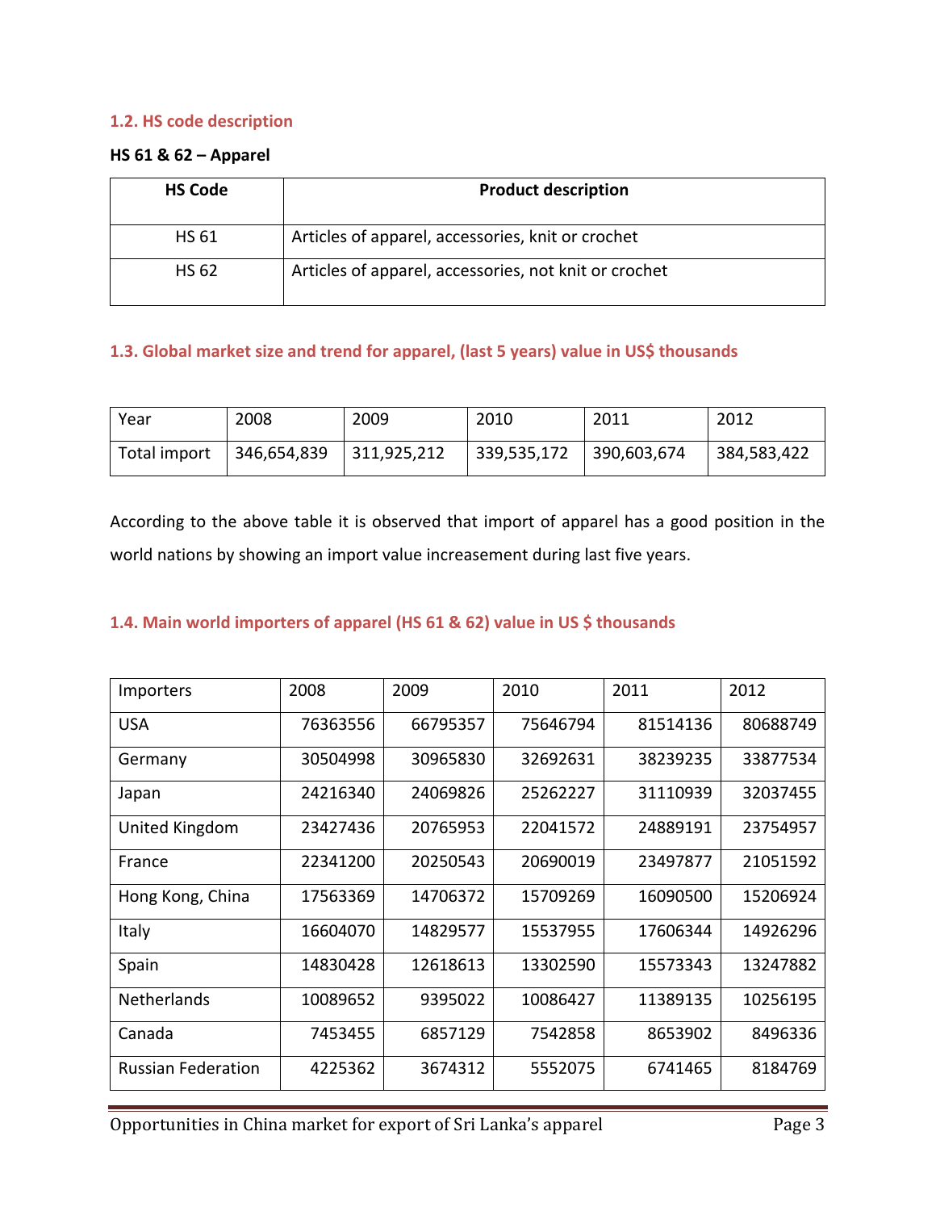### 1.2. HS code description

**HS 61 & 62 – Apparel**

| HS Code | Product description |
|---|---|
| HS 61 | Articles of apparel, accessories, knit or crochet |
| HS 62 | Articles of apparel, accessories, not knit or crochet |

### 1.3. Global market size and trend for apparel, (last 5 years) value in US$ thousands

| Year | 2008 | 2009 | 2010 | 2011 | 2012 |
|---|---|---|---|---|---|
| Total import | 346,654,839 | 311,925,212 | 339,535,172 | 390,603,674 | 384,583,422 |

According to the above table it is observed that import of apparel has a good position in the world nations by showing an import value increasement during last five years.

### 1.4. Main world importers of apparel (HS 61 & 62) value in US $ thousands

| Importers | 2008 | 2009 | 2010 | 2011 | 2012 |
|---|---|---|---|---|---|
| USA | 76363556 | 66795357 | 75646794 | 81514136 | 80688749 |
| Germany | 30504998 | 30965830 | 32692631 | 38239235 | 33877534 |
| Japan | 24216340 | 24069826 | 25262227 | 31110939 | 32037455 |
| United Kingdom | 23427436 | 20765953 | 22041572 | 24889191 | 23754957 |
| France | 22341200 | 20250543 | 20690019 | 23497877 | 21051592 |
| Hong Kong, China | 17563369 | 14706372 | 15709269 | 16090500 | 15206924 |
| Italy | 16604070 | 14829577 | 15537955 | 17606344 | 14926296 |
| Spain | 14830428 | 12618613 | 13302590 | 15573343 | 13247882 |
| Netherlands | 10089652 | 9395022 | 10086427 | 11389135 | 10256195 |
| Canada | 7453455 | 6857129 | 7542858 | 8653902 | 8496336 |
| Russian Federation | 4225362 | 3674312 | 5552075 | 6741465 | 8184769 |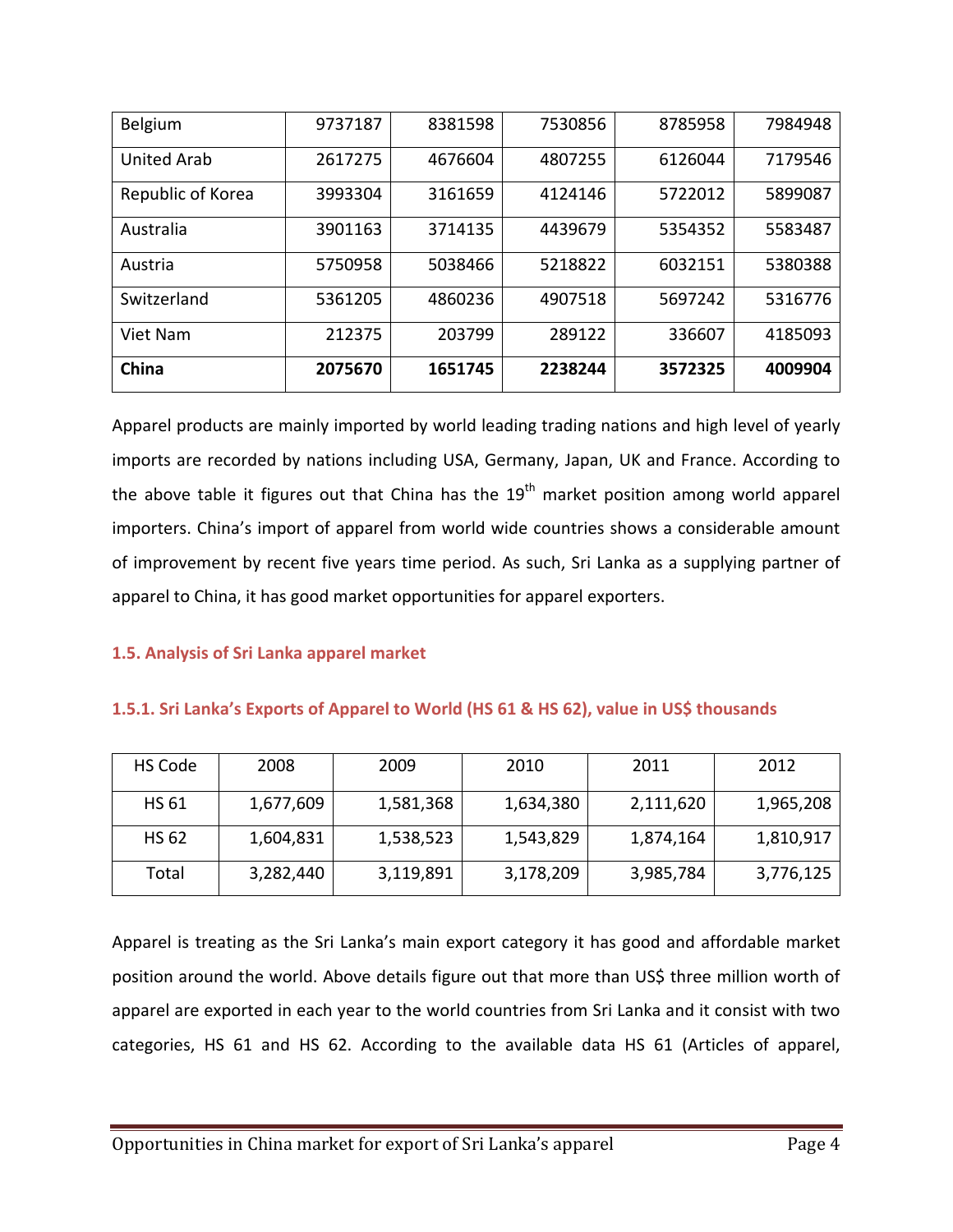| Belgium | 9737187 | 8381598 | 7530856 | 8785958 | 7984948 |
|---|---|---|---|---|---|
| United Arab | 2617275 | 4676604 | 4807255 | 6126044 | 7179546 |
| Republic of Korea | 3993304 | 3161659 | 4124146 | 5722012 | 5899087 |
| Australia | 3901163 | 3714135 | 4439679 | 5354352 | 5583487 |
| Austria | 5750958 | 5038466 | 5218822 | 6032151 | 5380388 |
| Switzerland | 5361205 | 4860236 | 4907518 | 5697242 | 5316776 |
| Viet Nam | 212375 | 203799 | 289122 | 336607 | 4185093 |
| **China** | **2075670** | **1651745** | **2238244** | **3572325** | **4009904** |

Apparel products are mainly imported by world leading trading nations and high level of yearly imports are recorded by nations including USA, Germany, Japan, UK and France. According to the above table it figures out that China has the 19th market position among world apparel importers. China's import of apparel from world wide countries shows a considerable amount of improvement by recent five years time period. As such, Sri Lanka as a supplying partner of apparel to China, it has good market opportunities for apparel exporters.

### 1.5. Analysis of Sri Lanka apparel market

#### 1.5.1. Sri Lanka's Exports of Apparel to World (HS 61 & HS 62), value in US$ thousands

| HS Code | 2008 | 2009 | 2010 | 2011 | 2012 |
|---|---|---|---|---|---|
| HS 61 | 1,677,609 | 1,581,368 | 1,634,380 | 2,111,620 | 1,965,208 |
| HS 62 | 1,604,831 | 1,538,523 | 1,543,829 | 1,874,164 | 1,810,917 |
| Total | 3,282,440 | 3,119,891 | 3,178,209 | 3,985,784 | 3,776,125 |

Apparel is treating as the Sri Lanka's main export category it has good and affordable market position around the world. Above details figure out that more than US$ three million worth of apparel are exported in each year to the world countries from Sri Lanka and it consist with two categories, HS 61 and HS 62. According to the available data HS 61 (Articles of apparel,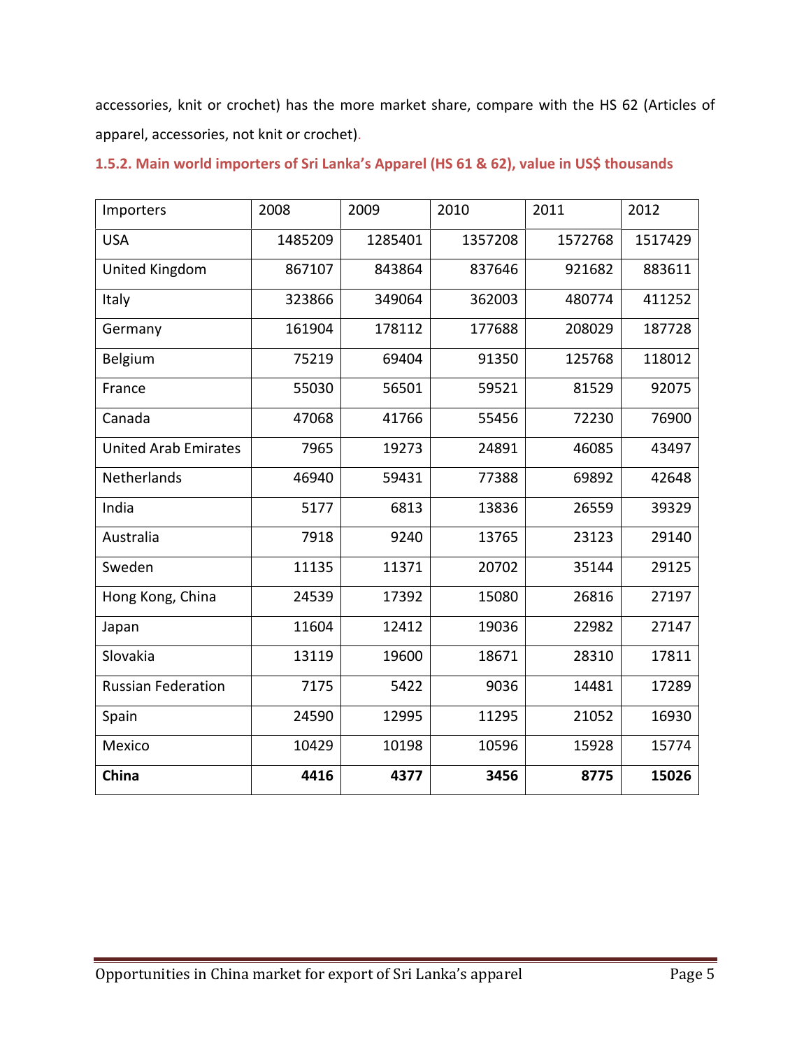accessories, knit or crochet) has the more market share, compare with the HS 62 (Articles of apparel, accessories, not knit or crochet).

### 1.5.2. Main world importers of Sri Lanka's Apparel (HS 61 & 62), value in US$ thousands

| Importers | 2008 | 2009 | 2010 | 2011 | 2012 |
|---|---|---|---|---|---|
| USA | 1485209 | 1285401 | 1357208 | 1572768 | 1517429 |
| United Kingdom | 867107 | 843864 | 837646 | 921682 | 883611 |
| Italy | 323866 | 349064 | 362003 | 480774 | 411252 |
| Germany | 161904 | 178112 | 177688 | 208029 | 187728 |
| Belgium | 75219 | 69404 | 91350 | 125768 | 118012 |
| France | 55030 | 56501 | 59521 | 81529 | 92075 |
| Canada | 47068 | 41766 | 55456 | 72230 | 76900 |
| United Arab Emirates | 7965 | 19273 | 24891 | 46085 | 43497 |
| Netherlands | 46940 | 59431 | 77388 | 69892 | 42648 |
| India | 5177 | 6813 | 13836 | 26559 | 39329 |
| Australia | 7918 | 9240 | 13765 | 23123 | 29140 |
| Sweden | 11135 | 11371 | 20702 | 35144 | 29125 |
| Hong Kong, China | 24539 | 17392 | 15080 | 26816 | 27197 |
| Japan | 11604 | 12412 | 19036 | 22982 | 27147 |
| Slovakia | 13119 | 19600 | 18671 | 28310 | 17811 |
| Russian Federation | 7175 | 5422 | 9036 | 14481 | 17289 |
| Spain | 24590 | 12995 | 11295 | 21052 | 16930 |
| Mexico | 10429 | 10198 | 10596 | 15928 | 15774 |
| **China** | **4416** | **4377** | **3456** | **8775** | **15026** |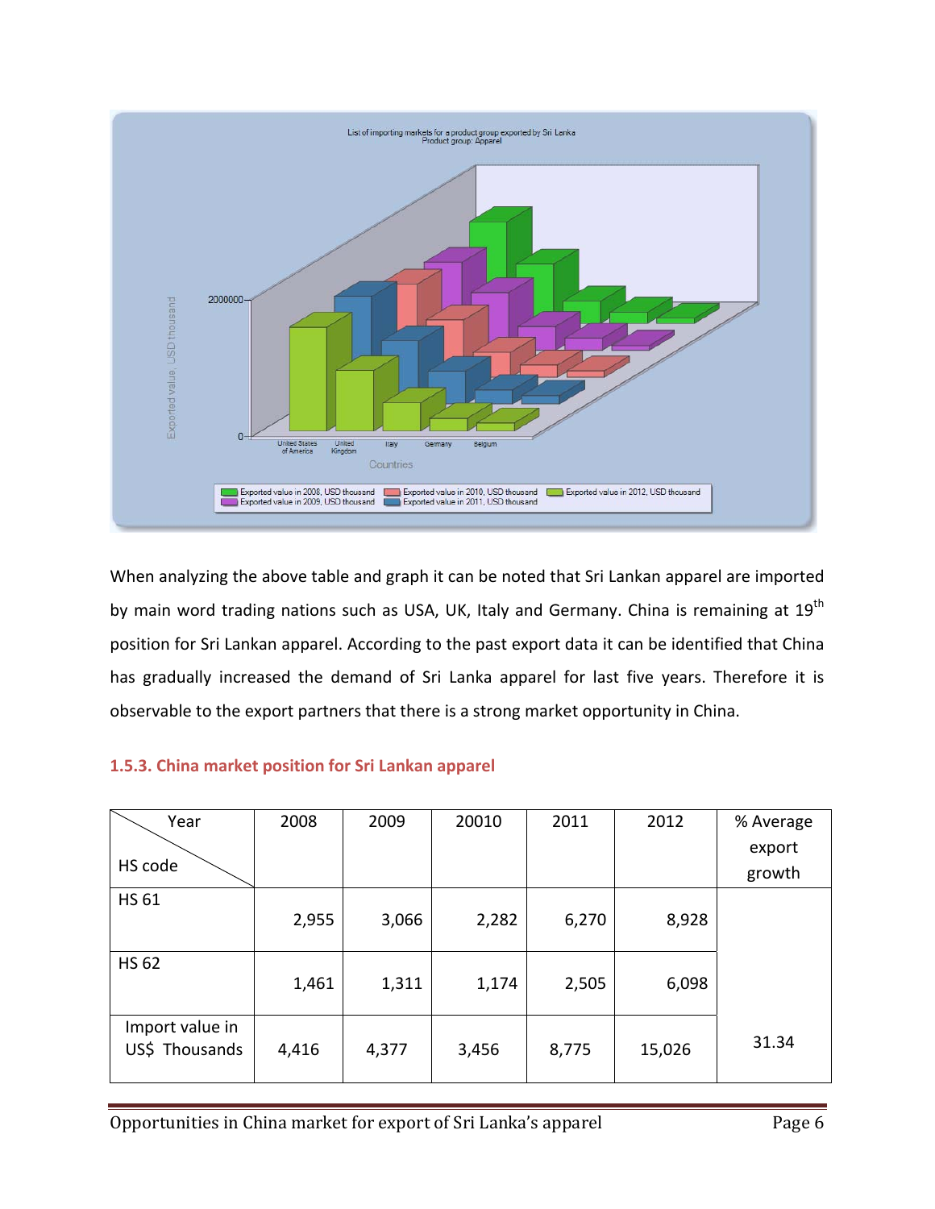When analyzing the above table and graph it can be noted that Sri Lankan apparel are imported by main word trading nations such as USA, UK, Italy and Germany. China is remaining at 19th position for Sri Lankan apparel. According to the past export data it can be identified that China has gradually increased the demand of Sri Lanka apparel for last five years. Therefore it is observable to the export partners that there is a strong market opportunity in China.

### 1.5.3. China market position for Sri Lankan apparel

| Year / HS code | 2008 | 2009 | 20010 | 2011 | 2012 | % Average export growth |
|---|---|---|---|---|---|---|
| HS 61 | 2,955 | 3,066 | 2,282 | 6,270 | 8,928 | |
| HS 62 | 1,461 | 1,311 | 1,174 | 2,505 | 6,098 | |
| Import value in US$ Thousands | 4,416 | 4,377 | 3,456 | 8,775 | 15,026 | 31.34 |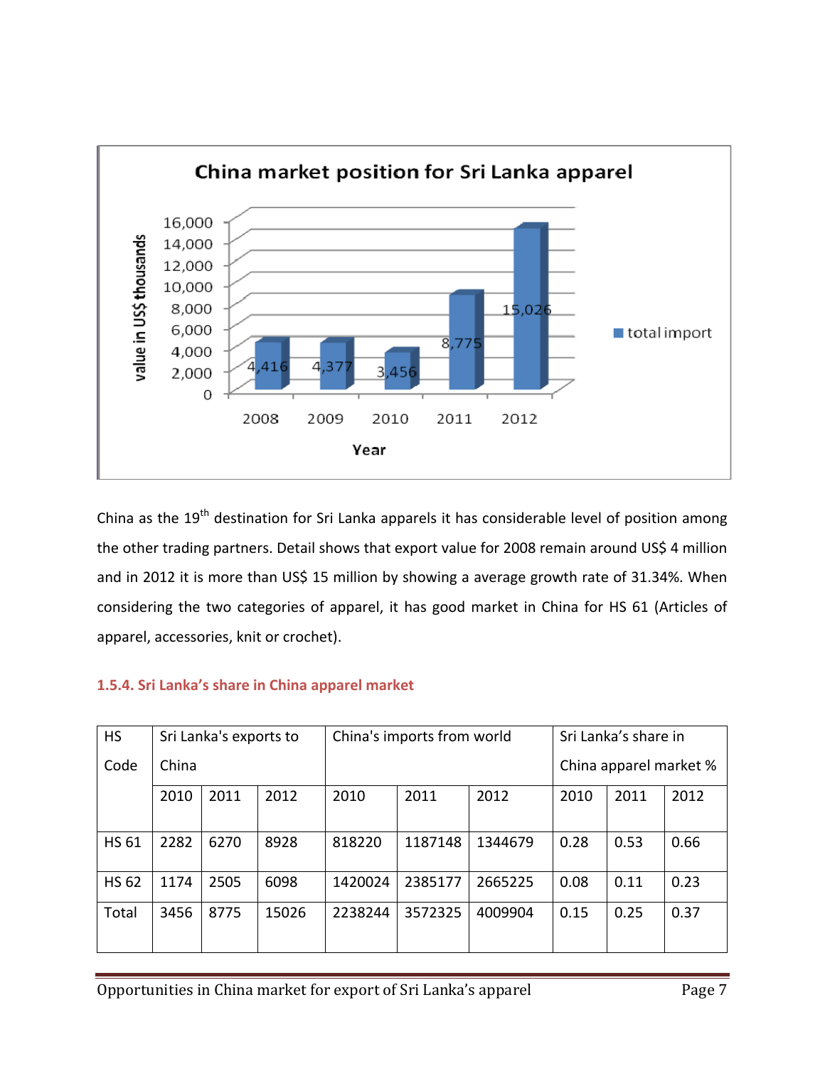**China market position for Sri Lanka apparel**

| Year | total import (value in US$ thousands) |
|---|---|
| 2008 | 4,416 |
| 2009 | 4,377 |
| 2010 | 3,456 |
| 2011 | 8,775 |
| 2012 | 15,026 |

China as the 19th destination for Sri Lanka apparels it has considerable level of position among the other trading partners. Detail shows that export value for 2008 remain around US$ 4 million and in 2012 it is more than US$ 15 million by showing a average growth rate of 31.34%. When considering the two categories of apparel, it has good market in China for HS 61 (Articles of apparel, accessories, knit or crochet).

### 1.5.4. Sri Lanka's share in China apparel market

| HS Code | Sri Lanka's exports to China | | | China's imports from world | | | Sri Lanka's share in China apparel market % | | |
|---|---|---|---|---|---|---|---|---|---|
| | 2010 | 2011 | 2012 | 2010 | 2011 | 2012 | 2010 | 2011 | 2012 |
| HS 61 | 2282 | 6270 | 8928 | 818220 | 1187148 | 1344679 | 0.28 | 0.53 | 0.66 |
| HS 62 | 1174 | 2505 | 6098 | 1420024 | 2385177 | 2665225 | 0.08 | 0.11 | 0.23 |
| Total | 3456 | 8775 | 15026 | 2238244 | 3572325 | 4009904 | 0.15 | 0.25 | 0.37 |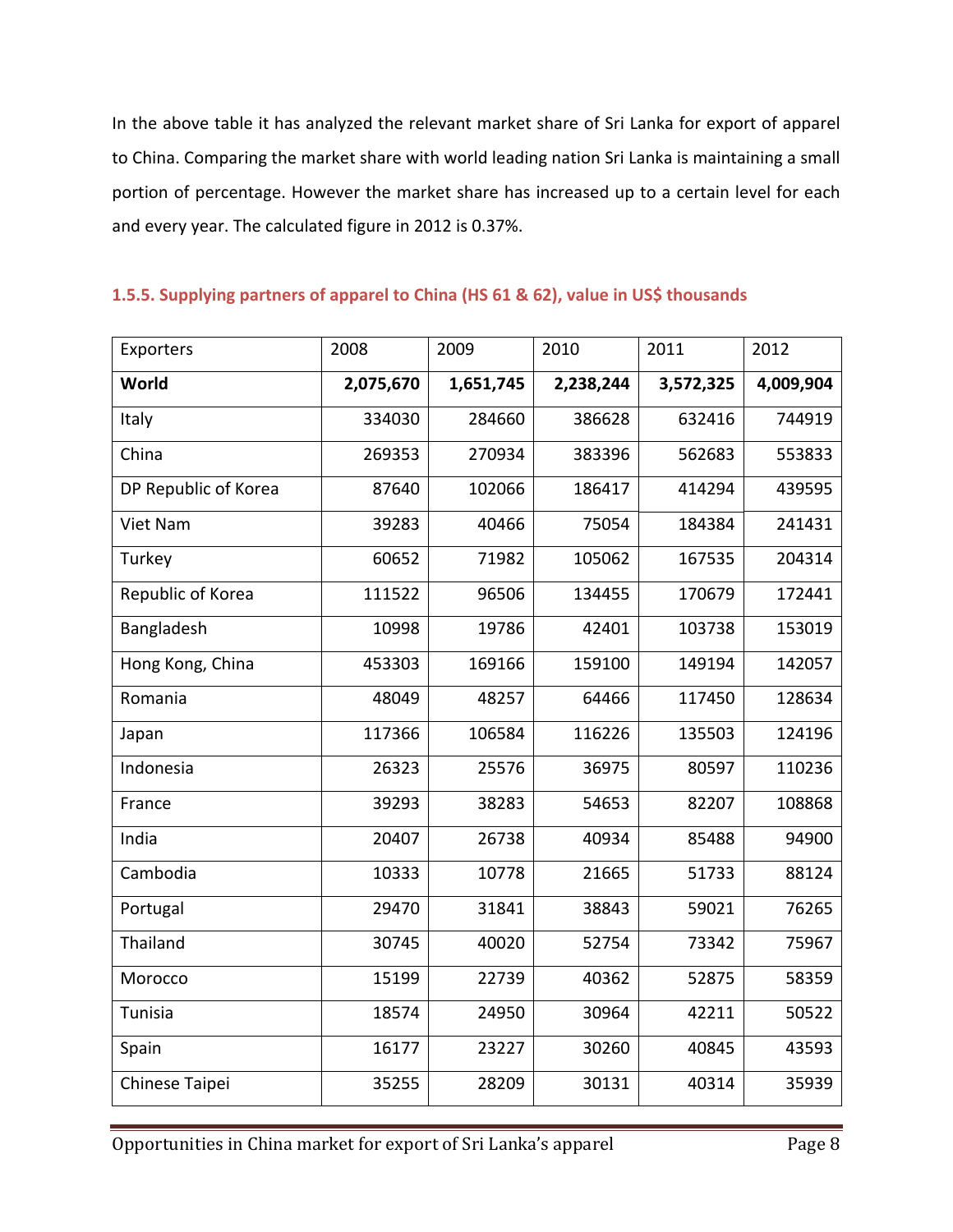In the above table it has analyzed the relevant market share of Sri Lanka for export of apparel to China. Comparing the market share with world leading nation Sri Lanka is maintaining a small portion of percentage. However the market share has increased up to a certain level for each and every year. The calculated figure in 2012 is 0.37%.

### 1.5.5. Supplying partners of apparel to China (HS 61 & 62), value in US$ thousands

| Exporters | 2008 | 2009 | 2010 | 2011 | 2012 |
|---|---|---|---|---|---|
| **World** | **2,075,670** | **1,651,745** | **2,238,244** | **3,572,325** | **4,009,904** |
| Italy | 334030 | 284660 | 386628 | 632416 | 744919 |
| China | 269353 | 270934 | 383396 | 562683 | 553833 |
| DP Republic of Korea | 87640 | 102066 | 186417 | 414294 | 439595 |
| Viet Nam | 39283 | 40466 | 75054 | 184384 | 241431 |
| Turkey | 60652 | 71982 | 105062 | 167535 | 204314 |
| Republic of Korea | 111522 | 96506 | 134455 | 170679 | 172441 |
| Bangladesh | 10998 | 19786 | 42401 | 103738 | 153019 |
| Hong Kong, China | 453303 | 169166 | 159100 | 149194 | 142057 |
| Romania | 48049 | 48257 | 64466 | 117450 | 128634 |
| Japan | 117366 | 106584 | 116226 | 135503 | 124196 |
| Indonesia | 26323 | 25576 | 36975 | 80597 | 110236 |
| France | 39293 | 38283 | 54653 | 82207 | 108868 |
| India | 20407 | 26738 | 40934 | 85488 | 94900 |
| Cambodia | 10333 | 10778 | 21665 | 51733 | 88124 |
| Portugal | 29470 | 31841 | 38843 | 59021 | 76265 |
| Thailand | 30745 | 40020 | 52754 | 73342 | 75967 |
| Morocco | 15199 | 22739 | 40362 | 52875 | 58359 |
| Tunisia | 18574 | 24950 | 30964 | 42211 | 50522 |
| Spain | 16177 | 23227 | 30260 | 40845 | 43593 |
| Chinese Taipei | 35255 | 28209 | 30131 | 40314 | 35939 |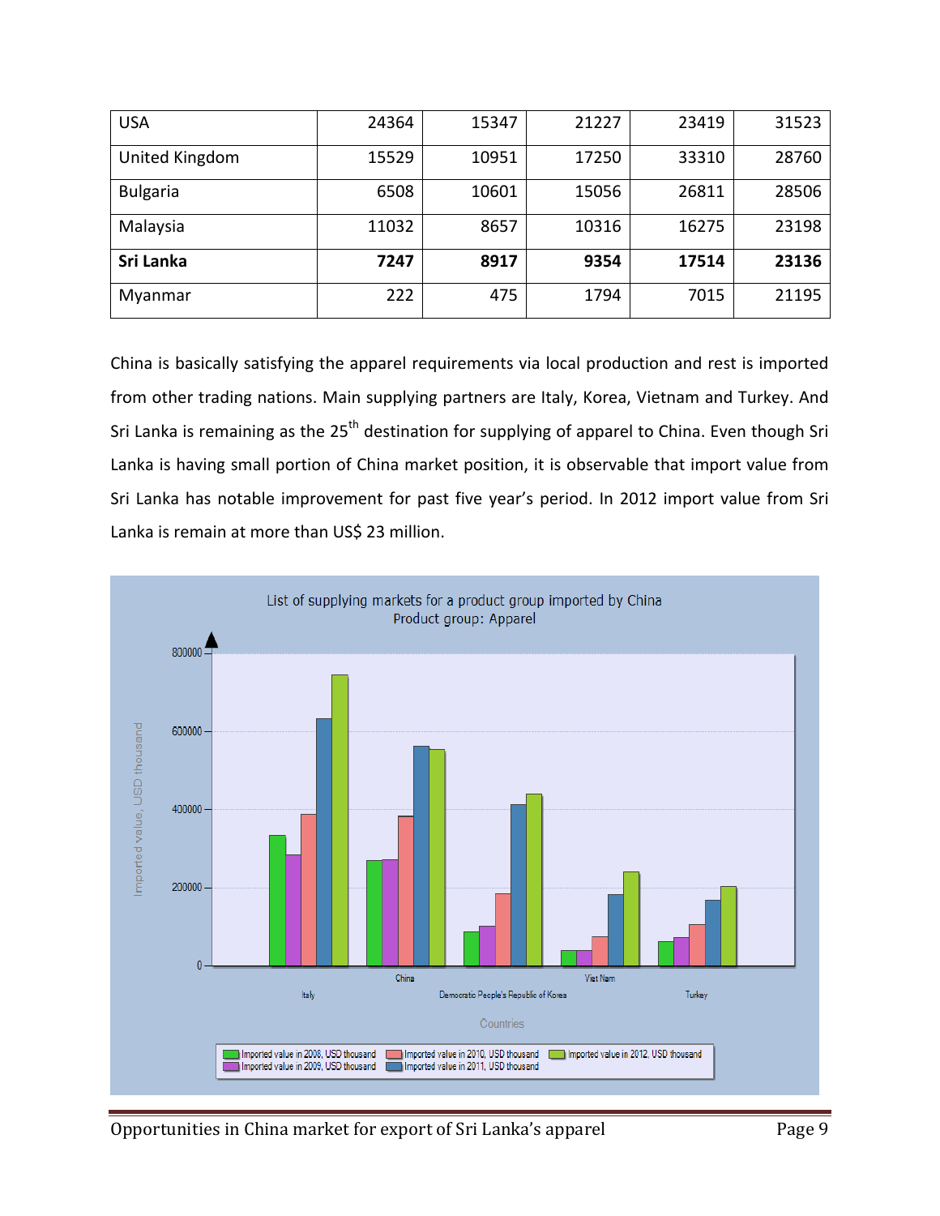| USA | 24364 | 15347 | 21227 | 23419 | 31523 |
|---|---|---|---|---|---|
| United Kingdom | 15529 | 10951 | 17250 | 33310 | 28760 |
| Bulgaria | 6508 | 10601 | 15056 | 26811 | 28506 |
| Malaysia | 11032 | 8657 | 10316 | 16275 | 23198 |
| **Sri Lanka** | **7247** | **8917** | **9354** | **17514** | **23136** |
| Myanmar | 222 | 475 | 1794 | 7015 | 21195 |

China is basically satisfying the apparel requirements via local production and rest is imported from other trading nations. Main supplying partners are Italy, Korea, Vietnam and Turkey. And Sri Lanka is remaining as the 25th destination for supplying of apparel to China. Even though Sri Lanka is having small portion of China market position, it is observable that import value from Sri Lanka has notable improvement for past five year's period. In 2012 import value from Sri Lanka is remain at more than US$ 23 million.

List of supplying markets for a product group imported by China
Product group: Apparel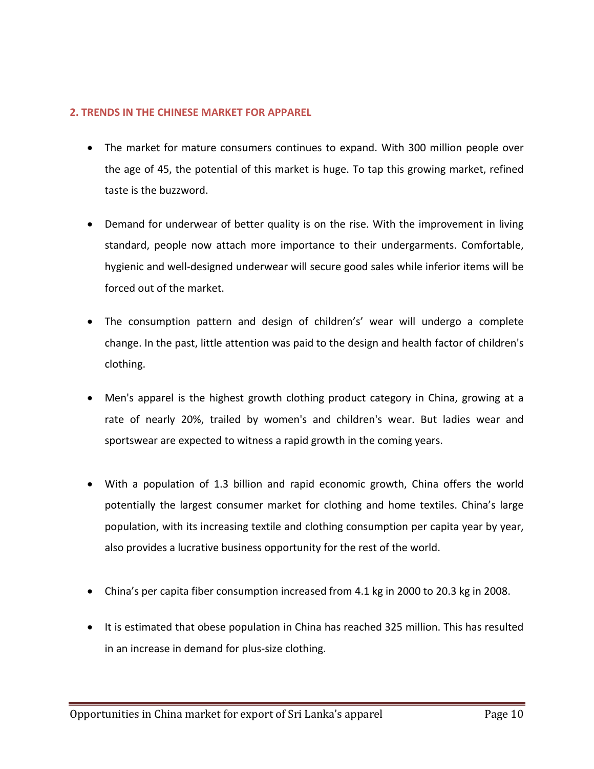## 2. TRENDS IN THE CHINESE MARKET FOR APPAREL

- The market for mature consumers continues to expand. With 300 million people over the age of 45, the potential of this market is huge. To tap this growing market, refined taste is the buzzword.

- Demand for underwear of better quality is on the rise. With the improvement in living standard, people now attach more importance to their undergarments. Comfortable, hygienic and well-designed underwear will secure good sales while inferior items will be forced out of the market.

- The consumption pattern and design of children's' wear will undergo a complete change. In the past, little attention was paid to the design and health factor of children's clothing.

- Men's apparel is the highest growth clothing product category in China, growing at a rate of nearly 20%, trailed by women's and children's wear. But ladies wear and sportswear are expected to witness a rapid growth in the coming years.

- With a population of 1.3 billion and rapid economic growth, China offers the world potentially the largest consumer market for clothing and home textiles. China's large population, with its increasing textile and clothing consumption per capita year by year, also provides a lucrative business opportunity for the rest of the world.

- China's per capita fiber consumption increased from 4.1 kg in 2000 to 20.3 kg in 2008.

- It is estimated that obese population in China has reached 325 million. This has resulted in an increase in demand for plus-size clothing.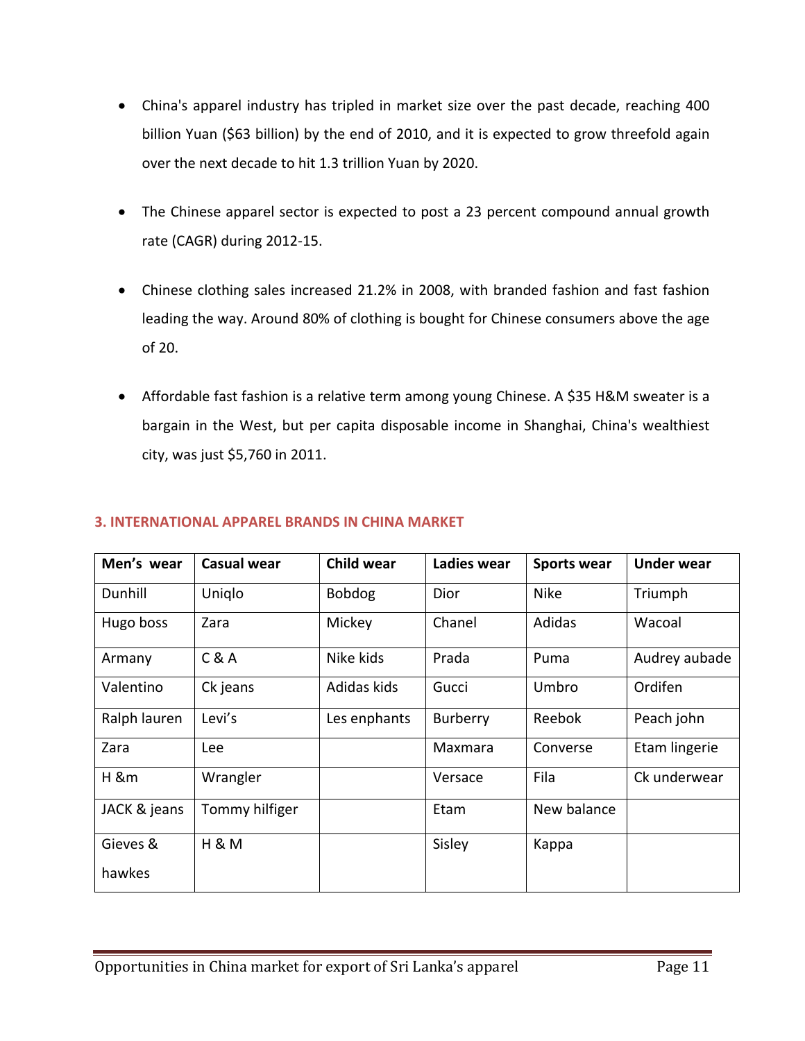- China's apparel industry has tripled in market size over the past decade, reaching 400 billion Yuan ($63 billion) by the end of 2010, and it is expected to grow threefold again over the next decade to hit 1.3 trillion Yuan by 2020.

- The Chinese apparel sector is expected to post a 23 percent compound annual growth rate (CAGR) during 2012-15.

- Chinese clothing sales increased 21.2% in 2008, with branded fashion and fast fashion leading the way. Around 80% of clothing is bought for Chinese consumers above the age of 20.

- Affordable fast fashion is a relative term among young Chinese. A $35 H&M sweater is a bargain in the West, but per capita disposable income in Shanghai, China's wealthiest city, was just $5,760 in 2011.

## 3. INTERNATIONAL APPAREL BRANDS IN CHINA MARKET

| Men's wear | Casual wear | Child wear | Ladies wear | Sports wear | Under wear |
|---|---|---|---|---|---|
| Dunhill | Uniqlo | Bobdog | Dior | Nike | Triumph |
| Hugo boss | Zara | Mickey | Chanel | Adidas | Wacoal |
| Armany | C & A | Nike kids | Prada | Puma | Audrey aubade |
| Valentino | Ck jeans | Adidas kids | Gucci | Umbro | Ordifen |
| Ralph lauren | Levi's | Les enphants | Burberry | Reebok | Peach john |
| Zara | Lee | | Maxmara | Converse | Etam lingerie |
| H &m | Wrangler | | Versace | Fila | Ck underwear |
| JACK & jeans | Tommy hilfiger | | Etam | New balance | |
| Gieves & hawkes | H & M | | Sisley | Kappa | |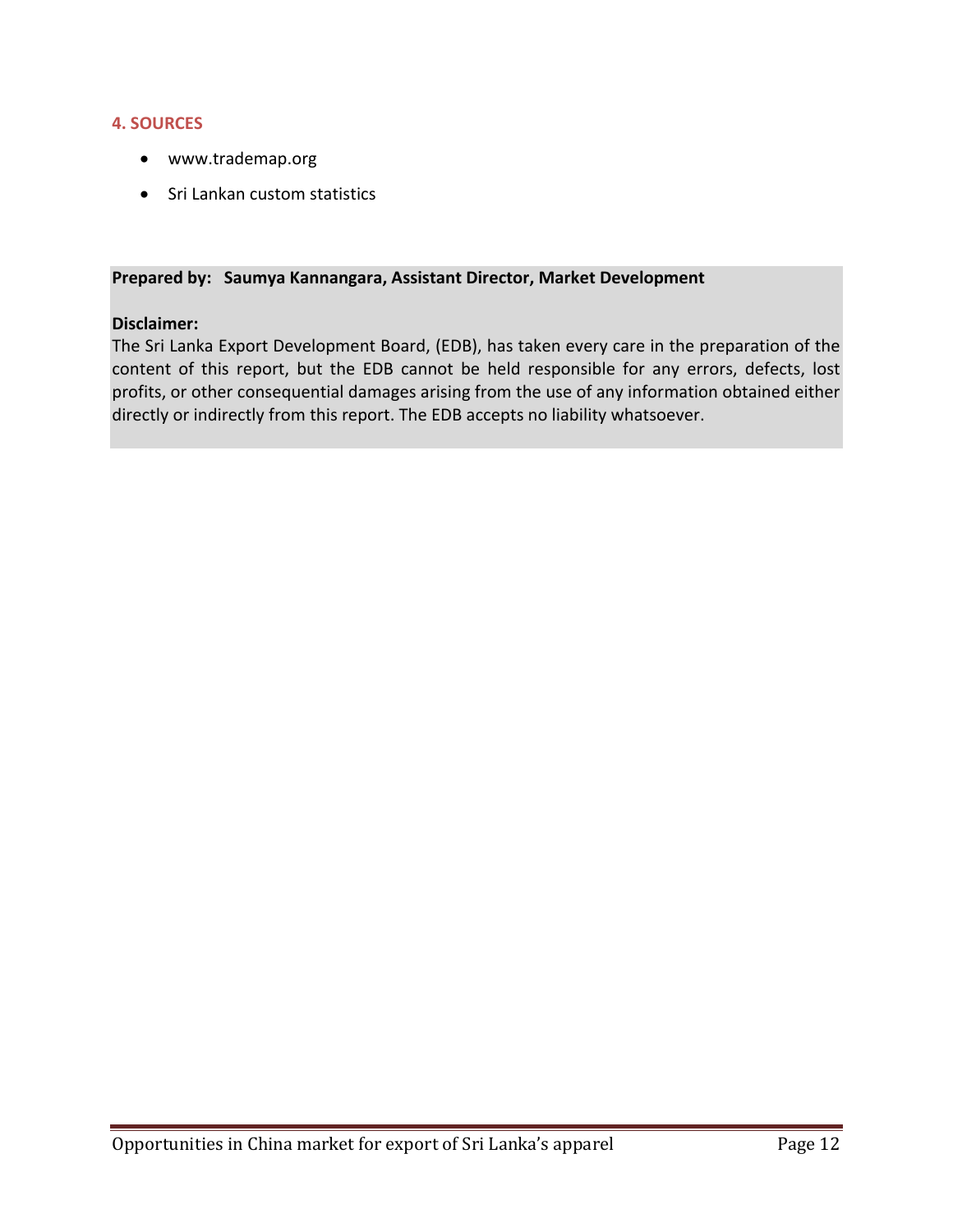## 4. SOURCES

- www.trademap.org
- Sri Lankan custom statistics

**Prepared by: Saumya Kannangara, Assistant Director, Market Development**

**Disclaimer:**
The Sri Lanka Export Development Board, (EDB), has taken every care in the preparation of the content of this report, but the EDB cannot be held responsible for any errors, defects, lost profits, or other consequential damages arising from the use of any information obtained either directly or indirectly from this report. The EDB accepts no liability whatsoever.